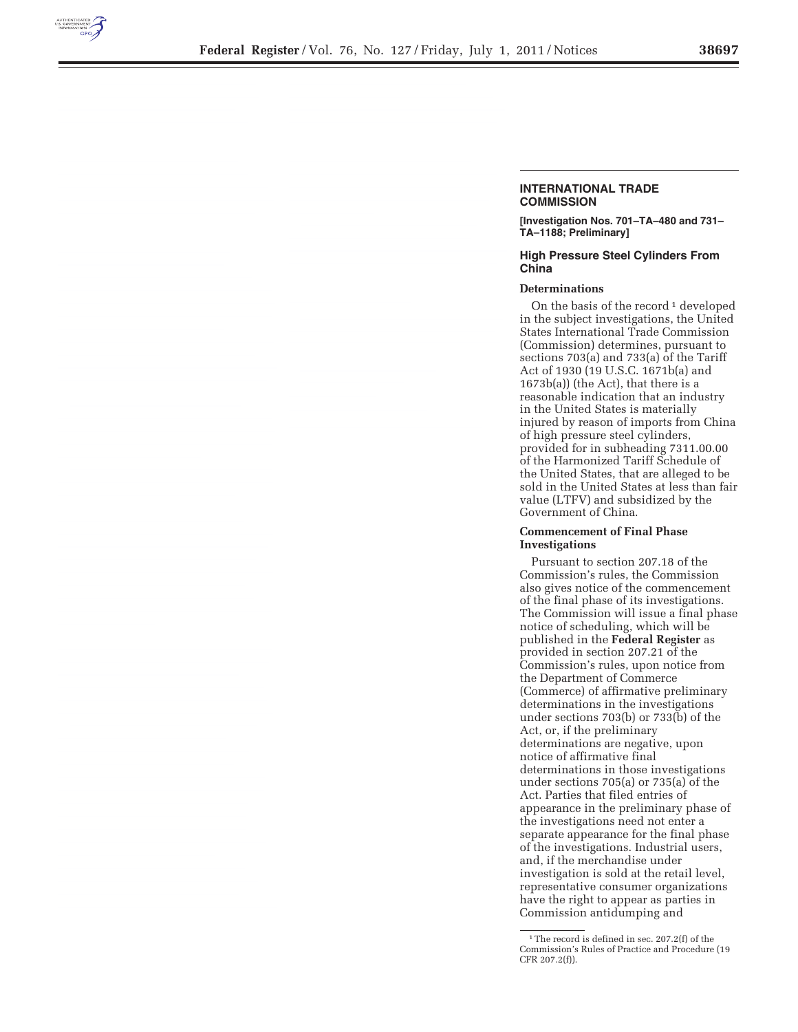## INTERNATIONAL TRADE COMMISSION

**[Investigation Nos. 701–TA–480 and 731–TA–1188; Preliminary]**

### High Pressure Steel Cylinders From China

**Determinations**

On the basis of the record [1] developed in the subject investigations, the United States International Trade Commission (Commission) determines, pursuant to sections 703(a) and 733(a) of the Tariff Act of 1930 (19 U.S.C. 1671b(a) and 1673b(a)) (the Act), that there is a reasonable indication that an industry in the United States is materially injured by reason of imports from China of high pressure steel cylinders, provided for in subheading 7311.00.00 of the Harmonized Tariff Schedule of the United States, that are alleged to be sold in the United States at less than fair value (LTFV) and subsidized by the Government of China.

**Commencement of Final Phase Investigations**

Pursuant to section 207.18 of the Commission's rules, the Commission also gives notice of the commencement of the final phase of its investigations. The Commission will issue a final phase notice of scheduling, which will be published in the **Federal Register** as provided in section 207.21 of the Commission's rules, upon notice from the Department of Commerce (Commerce) of affirmative preliminary determinations in the investigations under sections 703(b) or 733(b) of the Act, or, if the preliminary determinations are negative, upon notice of affirmative final determinations in those investigations under sections 705(a) or 735(a) of the Act. Parties that filed entries of appearance in the preliminary phase of the investigations need not enter a separate appearance for the final phase of the investigations. Industrial users, and, if the merchandise under investigation is sold at the retail level, representative consumer organizations have the right to appear as parties in Commission antidumping and

[1] The record is defined in sec. 207.2(f) of the Commission's Rules of Practice and Procedure (19 CFR 207.2(f)).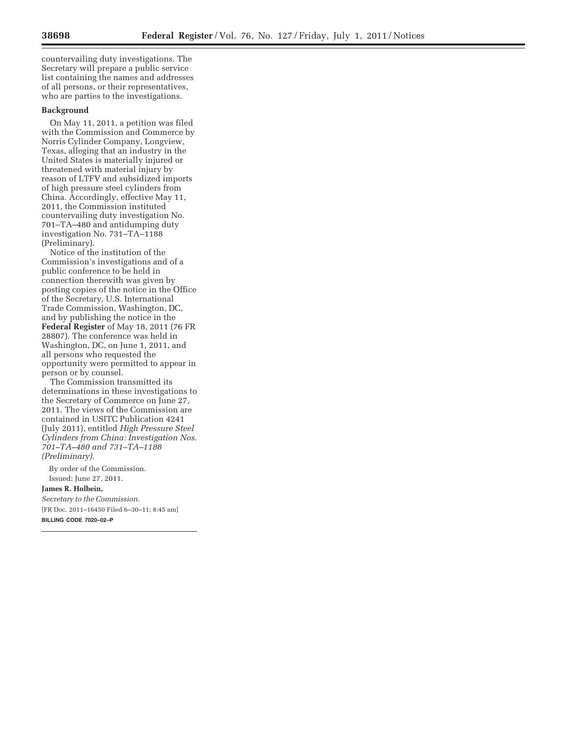countervailing duty investigations. The Secretary will prepare a public service list containing the names and addresses of all persons, or their representatives, who are parties to the investigations.

**Background**

On May 11, 2011, a petition was filed with the Commission and Commerce by Norris Cylinder Company, Longview, Texas, alleging that an industry in the United States is materially injured or threatened with material injury by reason of LTFV and subsidized imports of high pressure steel cylinders from China. Accordingly, effective May 11, 2011, the Commission instituted countervailing duty investigation No. 701–TA–480 and antidumping duty investigation No. 731–TA–1188 (Preliminary).

Notice of the institution of the Commission's investigations and of a public conference to be held in connection therewith was given by posting copies of the notice in the Office of the Secretary, U.S. International Trade Commission, Washington, DC, and by publishing the notice in the **Federal Register** of May 18, 2011 (76 FR 28807). The conference was held in Washington, DC, on June 1, 2011, and all persons who requested the opportunity were permitted to appear in person or by counsel.

The Commission transmitted its determinations in these investigations to the Secretary of Commerce on June 27, 2011. The views of the Commission are contained in USITC Publication 4241 (July 2011), entitled *High Pressure Steel Cylinders from China: Investigation Nos. 701–TA–480 and 731–TA–1188 (Preliminary).*

By order of the Commission.

Issued: June 27, 2011.

**James R. Holbein,**

*Secretary to the Commission.*

[FR Doc. 2011–16450 Filed 6–30–11; 8:45 am]

**BILLING CODE 7020–02–P**